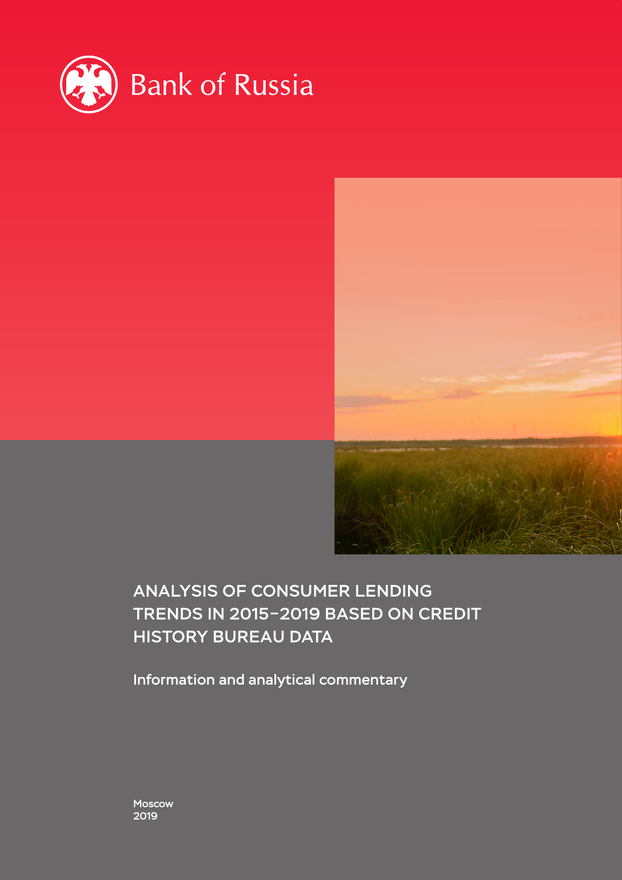Bank of Russia

# ANALYSIS OF CONSUMER LENDING TRENDS IN 2015–2019 BASED ON CREDIT HISTORY BUREAU DATA

Information and analytical commentary

Moscow
2019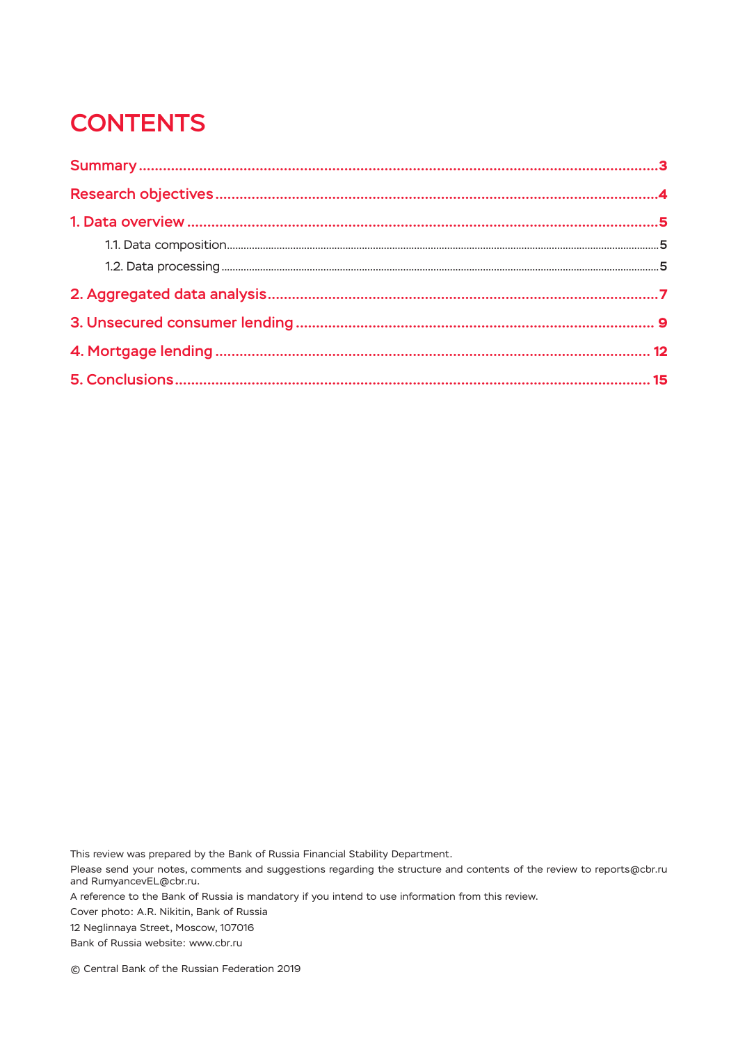# CONTENTS

Summary ..... 3

Research objectives ..... 4

1. Data overview ..... 5
   - 1.1. Data composition ..... 5
   - 1.2. Data processing ..... 5

2. Aggregated data analysis ..... 7

3. Unsecured consumer lending ..... 9

4. Mortgage lending ..... 12

5. Conclusions ..... 15

This review was prepared by the Bank of Russia Financial Stability Department.

Please send your notes, comments and suggestions regarding the structure and contents of the review to reports@cbr.ru and RumyancevEL@cbr.ru.

A reference to the Bank of Russia is mandatory if you intend to use information from this review.

Cover photo: A.R. Nikitin, Bank of Russia

12 Neglinnaya Street, Moscow, 107016

Bank of Russia website: www.cbr.ru

© Central Bank of the Russian Federation 2019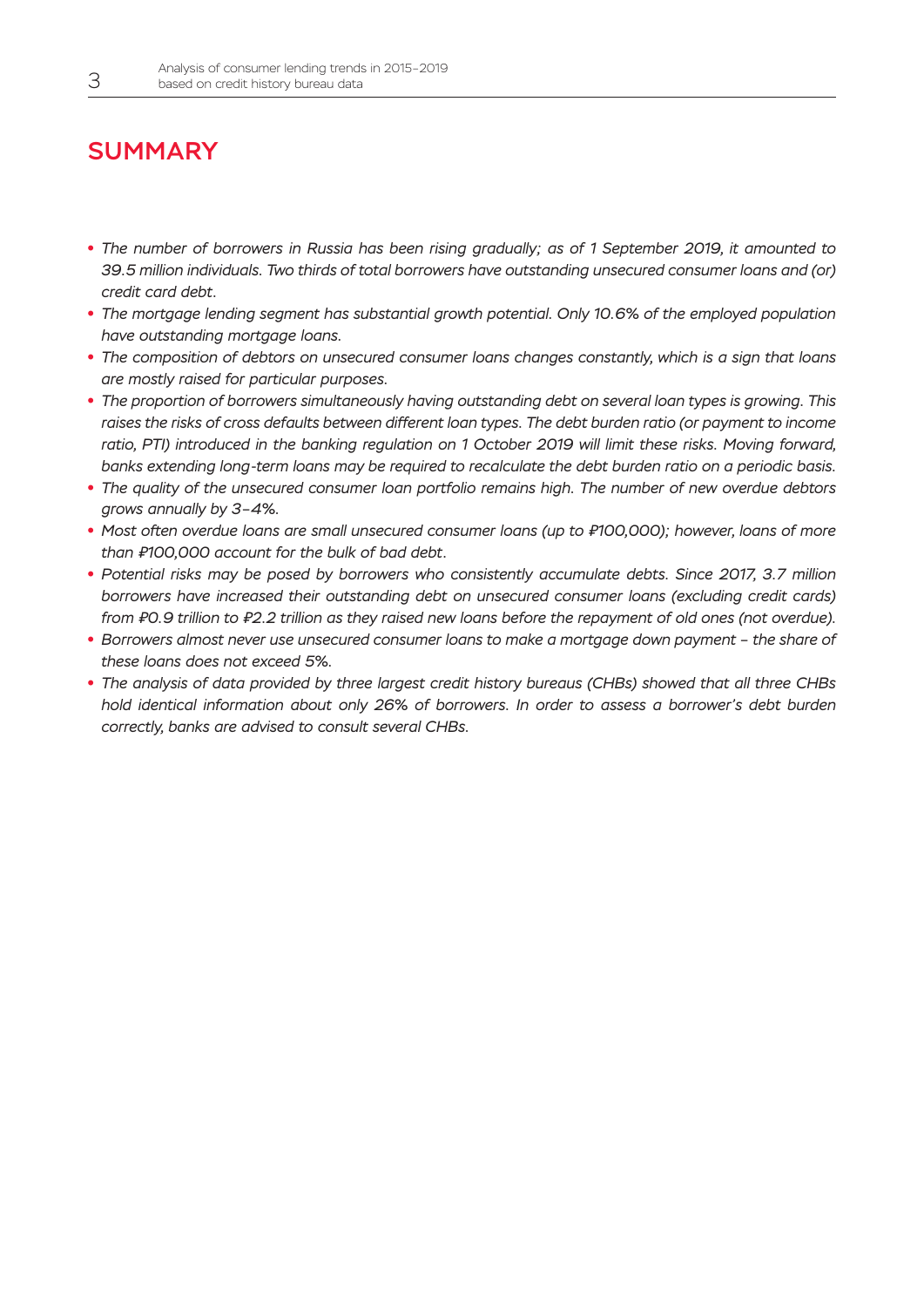# SUMMARY

- *The number of borrowers in Russia has been rising gradually; as of 1 September 2019, it amounted to 39.5 million individuals. Two thirds of total borrowers have outstanding unsecured consumer loans and (or) credit card debt.*
- *The mortgage lending segment has substantial growth potential. Only 10.6% of the employed population have outstanding mortgage loans.*
- *The composition of debtors on unsecured consumer loans changes constantly, which is a sign that loans are mostly raised for particular purposes.*
- *The proportion of borrowers simultaneously having outstanding debt on several loan types is growing. This raises the risks of cross defaults between different loan types. The debt burden ratio (or payment to income ratio, PTI) introduced in the banking regulation on 1 October 2019 will limit these risks. Moving forward, banks extending long-term loans may be required to recalculate the debt burden ratio on a periodic basis.*
- *The quality of the unsecured consumer loan portfolio remains high. The number of new overdue debtors grows annually by 3–4%.*
- *Most often overdue loans are small unsecured consumer loans (up to ₽100,000); however, loans of more than ₽100,000 account for the bulk of bad debt.*
- *Potential risks may be posed by borrowers who consistently accumulate debts. Since 2017, 3.7 million borrowers have increased their outstanding debt on unsecured consumer loans (excluding credit cards) from ₽0.9 trillion to ₽2.2 trillion as they raised new loans before the repayment of old ones (not overdue).*
- *Borrowers almost never use unsecured consumer loans to make a mortgage down payment – the share of these loans does not exceed 5%.*
- *The analysis of data provided by three largest credit history bureaus (CHBs) showed that all three CHBs hold identical information about only 26% of borrowers. In order to assess a borrower's debt burden correctly, banks are advised to consult several CHBs.*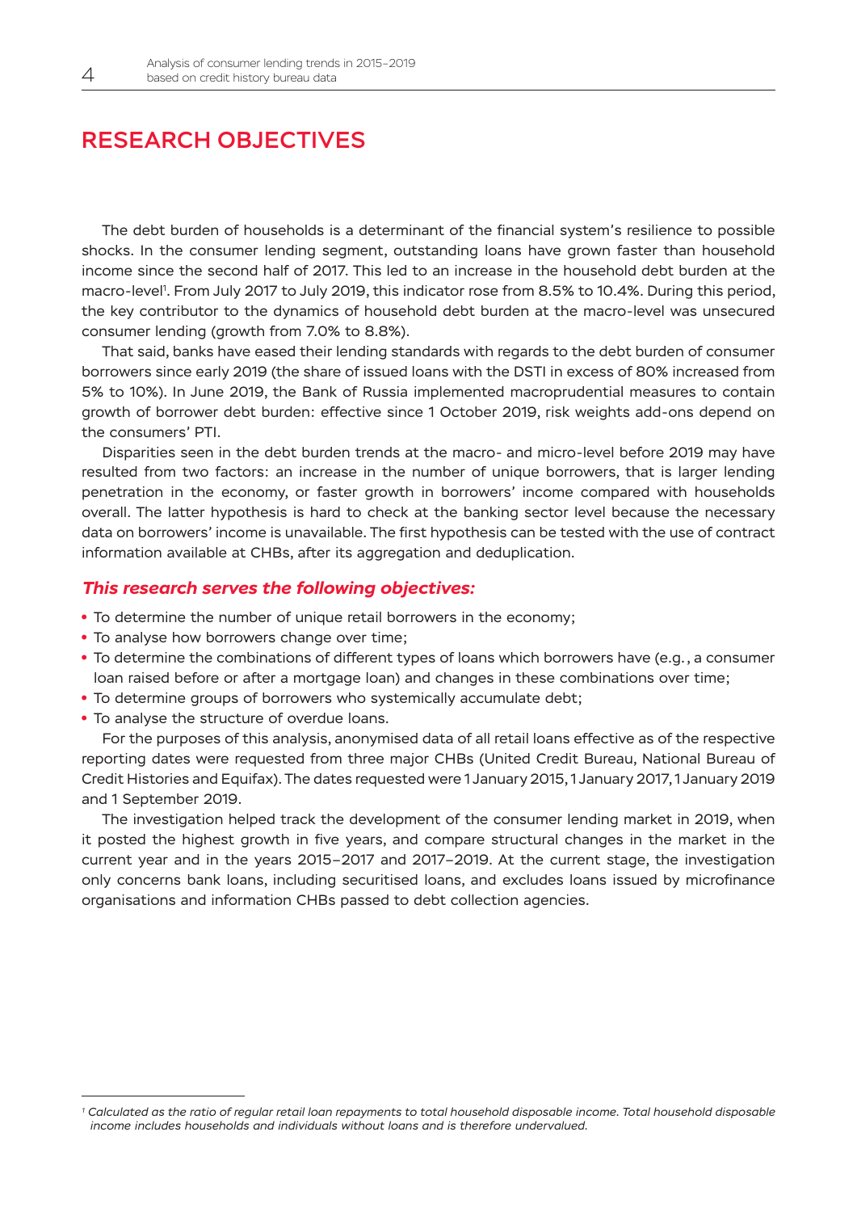# RESEARCH OBJECTIVES

The debt burden of households is a determinant of the financial system's resilience to possible shocks. In the consumer lending segment, outstanding loans have grown faster than household income since the second half of 2017. This led to an increase in the household debt burden at the macro-level[1]. From July 2017 to July 2019, this indicator rose from 8.5% to 10.4%. During this period, the key contributor to the dynamics of household debt burden at the macro-level was unsecured consumer lending (growth from 7.0% to 8.8%).

That said, banks have eased their lending standards with regards to the debt burden of consumer borrowers since early 2019 (the share of issued loans with the DSTI in excess of 80% increased from 5% to 10%). In June 2019, the Bank of Russia implemented macroprudential measures to contain growth of borrower debt burden: effective since 1 October 2019, risk weights add-ons depend on the consumers' PTI.

Disparities seen in the debt burden trends at the macro- and micro-level before 2019 may have resulted from two factors: an increase in the number of unique borrowers, that is larger lending penetration in the economy, or faster growth in borrowers' income compared with households overall. The latter hypothesis is hard to check at the banking sector level because the necessary data on borrowers' income is unavailable. The first hypothesis can be tested with the use of contract information available at CHBs, after its aggregation and deduplication.

### *This research serves the following objectives:*

- To determine the number of unique retail borrowers in the economy;
- To analyse how borrowers change over time;
- To determine the combinations of different types of loans which borrowers have (e.g., a consumer loan raised before or after a mortgage loan) and changes in these combinations over time;
- To determine groups of borrowers who systemically accumulate debt;
- To analyse the structure of overdue loans.

For the purposes of this analysis, anonymised data of all retail loans effective as of the respective reporting dates were requested from three major CHBs (United Credit Bureau, National Bureau of Credit Histories and Equifax). The dates requested were 1 January 2015, 1 January 2017, 1 January 2019 and 1 September 2019.

The investigation helped track the development of the consumer lending market in 2019, when it posted the highest growth in five years, and compare structural changes in the market in the current year and in the years 2015–2017 and 2017–2019. At the current stage, the investigation only concerns bank loans, including securitised loans, and excludes loans issued by microfinance organisations and information CHBs passed to debt collection agencies.

---

[1] *Calculated as the ratio of regular retail loan repayments to total household disposable income. Total household disposable income includes households and individuals without loans and is therefore undervalued.*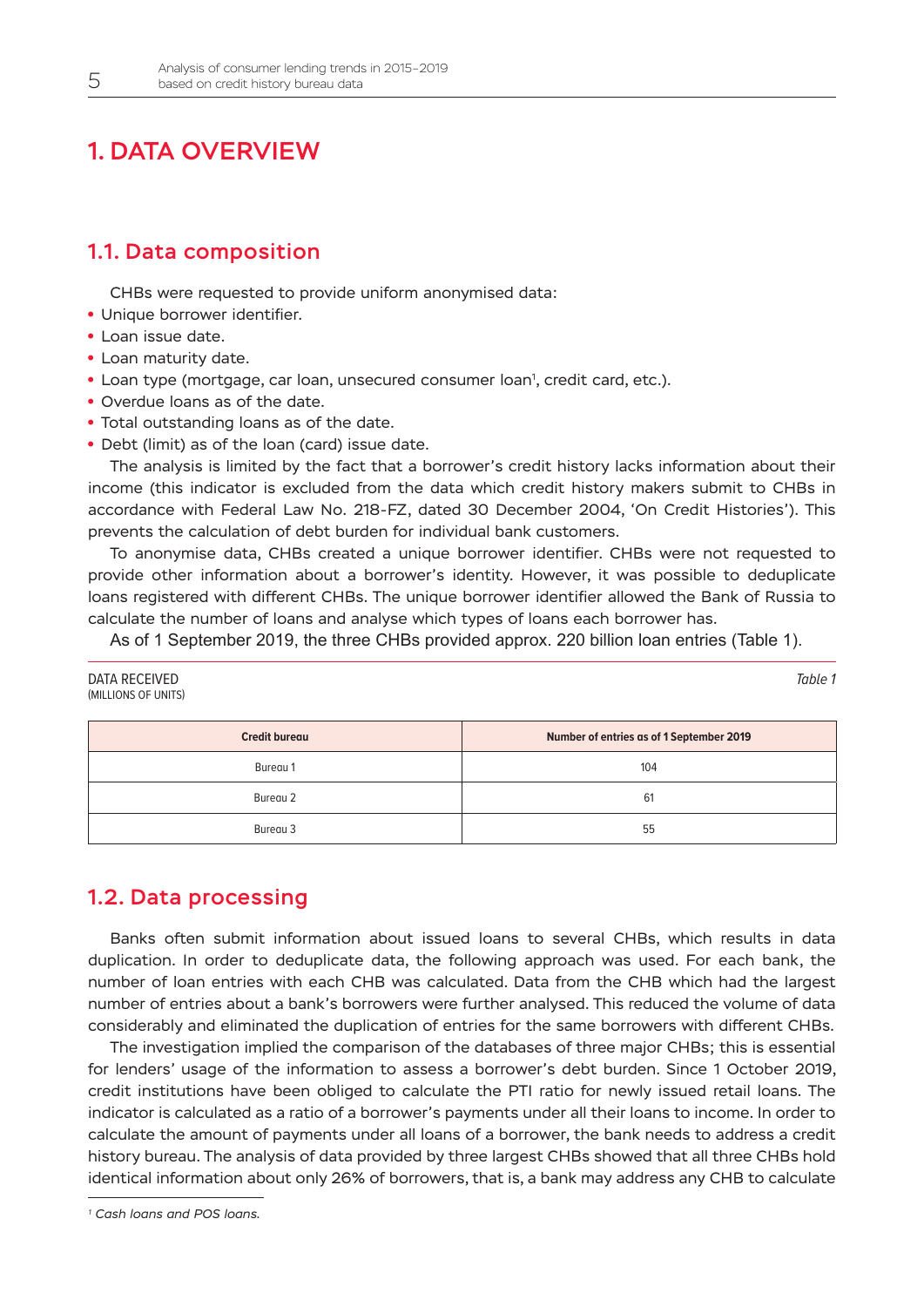# 1. DATA OVERVIEW

## 1.1. Data composition

CHBs were requested to provide uniform anonymised data:

- Unique borrower identifier.
- Loan issue date.
- Loan maturity date.
- Loan type (mortgage, car loan, unsecured consumer loan[1], credit card, etc.).
- Overdue loans as of the date.
- Total outstanding loans as of the date.
- Debt (limit) as of the loan (card) issue date.

The analysis is limited by the fact that a borrower's credit history lacks information about their income (this indicator is excluded from the data which credit history makers submit to CHBs in accordance with Federal Law No. 218-FZ, dated 30 December 2004, 'On Credit Histories'). This prevents the calculation of debt burden for individual bank customers.

To anonymise data, CHBs created a unique borrower identifier. CHBs were not requested to provide other information about a borrower's identity. However, it was possible to deduplicate loans registered with different CHBs. The unique borrower identifier allowed the Bank of Russia to calculate the number of loans and analyse which types of loans each borrower has.

As of 1 September 2019, the three CHBs provided approx. 220 billion loan entries (Table 1).

DATA RECEIVED
(MILLIONS OF UNITS)

*Table 1*

| Credit bureau | Number of entries as of 1 September 2019 |
|---|---|
| Bureau 1 | 104 |
| Bureau 2 | 61 |
| Bureau 3 | 55 |

## 1.2. Data processing

Banks often submit information about issued loans to several CHBs, which results in data duplication. In order to deduplicate data, the following approach was used. For each bank, the number of loan entries with each CHB was calculated. Data from the CHB which had the largest number of entries about a bank's borrowers were further analysed. This reduced the volume of data considerably and eliminated the duplication of entries for the same borrowers with different CHBs.

The investigation implied the comparison of the databases of three major CHBs; this is essential for lenders' usage of the information to assess a borrower's debt burden. Since 1 October 2019, credit institutions have been obliged to calculate the PTI ratio for newly issued retail loans. The indicator is calculated as a ratio of a borrower's payments under all their loans to income. In order to calculate the amount of payments under all loans of a borrower, the bank needs to address a credit history bureau. The analysis of data provided by three largest CHBs showed that all three CHBs hold identical information about only 26% of borrowers, that is, a bank may address any CHB to calculate

[1] *Cash loans and POS loans.*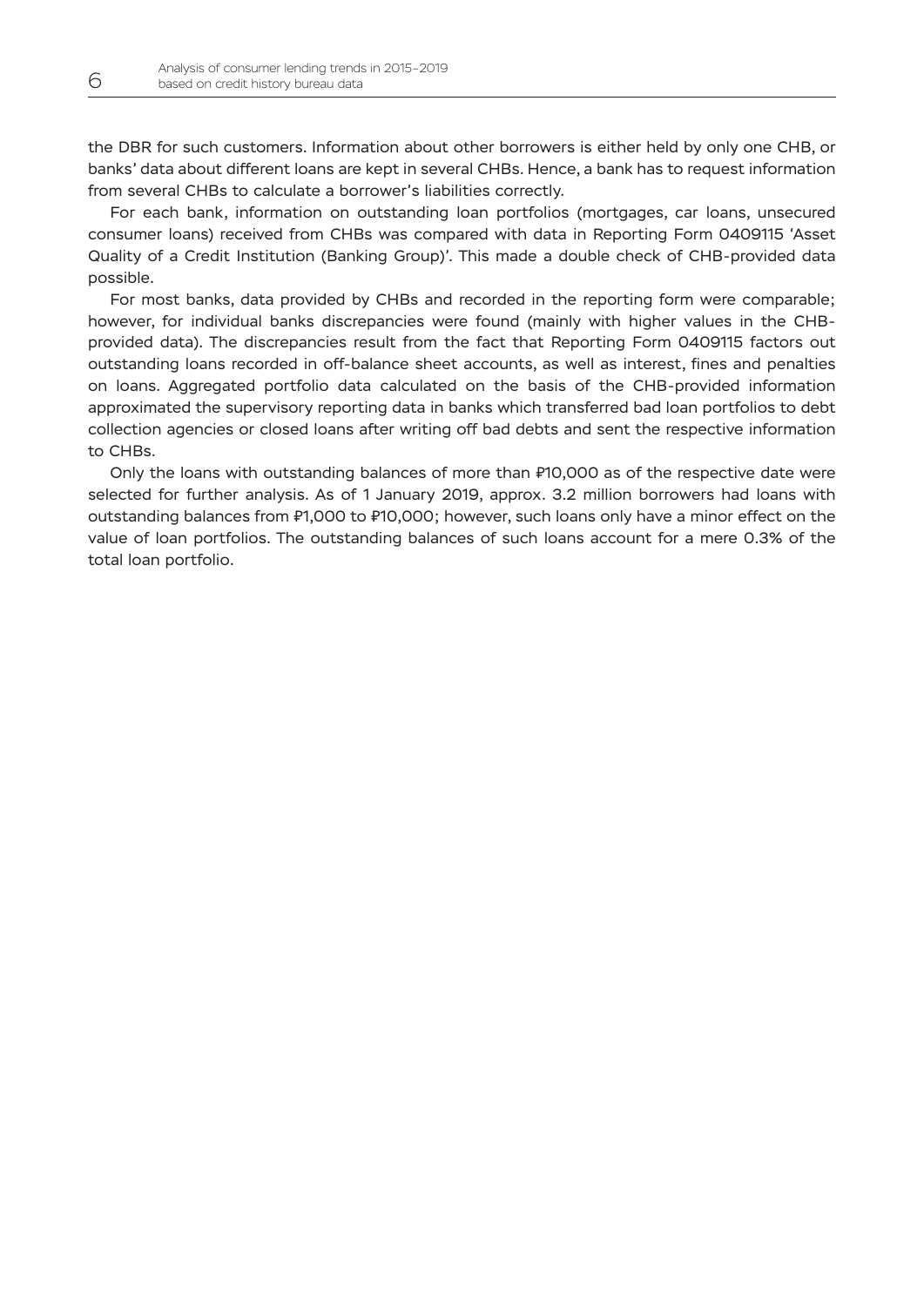the DBR for such customers. Information about other borrowers is either held by only one CHB, or banks' data about different loans are kept in several CHBs. Hence, a bank has to request information from several CHBs to calculate a borrower's liabilities correctly.

For each bank, information on outstanding loan portfolios (mortgages, car loans, unsecured consumer loans) received from CHBs was compared with data in Reporting Form 0409115 'Asset Quality of a Credit Institution (Banking Group)'. This made a double check of CHB-provided data possible.

For most banks, data provided by CHBs and recorded in the reporting form were comparable; however, for individual banks discrepancies were found (mainly with higher values in the CHB-provided data). The discrepancies result from the fact that Reporting Form 0409115 factors out outstanding loans recorded in off-balance sheet accounts, as well as interest, fines and penalties on loans. Aggregated portfolio data calculated on the basis of the CHB-provided information approximated the supervisory reporting data in banks which transferred bad loan portfolios to debt collection agencies or closed loans after writing off bad debts and sent the respective information to CHBs.

Only the loans with outstanding balances of more than ₽10,000 as of the respective date were selected for further analysis. As of 1 January 2019, approx. 3.2 million borrowers had loans with outstanding balances from ₽1,000 to ₽10,000; however, such loans only have a minor effect on the value of loan portfolios. The outstanding balances of such loans account for a mere 0.3% of the total loan portfolio.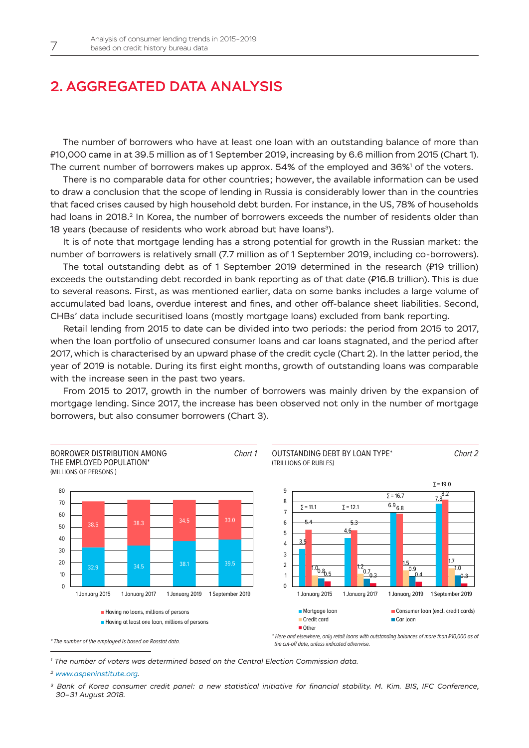## 2. AGGREGATED DATA ANALYSIS

The number of borrowers who have at least one loan with an outstanding balance of more than ₽10,000 came in at 39.5 million as of 1 September 2019, increasing by 6.6 million from 2015 (Chart 1). The current number of borrowers makes up approx. 54% of the employed and 36%[1] of the voters.

There is no comparable data for other countries; however, the available information can be used to draw a conclusion that the scope of lending in Russia is considerably lower than in the countries that faced crises caused by high household debt burden. For instance, in the US, 78% of households had loans in 2018.[2] In Korea, the number of borrowers exceeds the number of residents older than 18 years (because of residents who work abroad but have loans[3]).

It is of note that mortgage lending has a strong potential for growth in the Russian market: the number of borrowers is relatively small (7.7 million as of 1 September 2019, including co-borrowers).

The total outstanding debt as of 1 September 2019 determined in the research (₽19 trillion) exceeds the outstanding debt recorded in bank reporting as of that date (₽16.8 trillion). This is due to several reasons. First, as was mentioned earlier, data on some banks includes a large volume of accumulated bad loans, overdue interest and fines, and other off-balance sheet liabilities. Second, CHBs' data include securitised loans (mostly mortgage loans) excluded from bank reporting.

Retail lending from 2015 to date can be divided into two periods: the period from 2015 to 2017, when the loan portfolio of unsecured consumer loans and car loans stagnated, and the period after 2017, which is characterised by an upward phase of the credit cycle (Chart 2). In the latter period, the year of 2019 is notable. During its first eight months, growth of outstanding loans was comparable with the increase seen in the past two years.

From 2015 to 2017, growth in the number of borrowers was mainly driven by the expansion of mortgage lending. Since 2017, the increase has been observed not only in the number of mortgage borrowers, but also consumer borrowers (Chart 3).

**BORROWER DISTRIBUTION AMONG THE EMPLOYED POPULATION*** *Chart 1*
(MILLIONS OF PERSONS)

| | 1 January 2015 | 1 January 2017 | 1 January 2019 | 1 September 2019 |
|---|---|---|---|---|
| Having no loans, millions of persons | 38.5 | 38.3 | 34.5 | 33.0 |
| Having at least one loan, millions of persons | 32.9 | 34.5 | 38.1 | 39.5 |

*\* The number of the employed is based on Rosstat data.*

**OUTSTANDING DEBT BY LOAN TYPE*** *Chart 2*
(TRILLIONS OF RUBLES)

| | 1 January 2015 | 1 January 2017 | 1 January 2019 | 1 September 2019 |
|---|---|---|---|---|
| Mortgage loan | 3.5 | 4.6 | 6.9 | 7.8 |
| Consumer loan (excl. credit cards) | 5.4 | 5.3 | 6.8 | 8.2 |
| Credit card | 1.0 | 1.2 | 1.5 | 1.7 |
| Car loan | 0.8 | 0.7 | 0.9 | 1.0 |
| Other | 0.5 | 0.3 | 0.4 | 0.3 |
| Σ | 11.1 | 12.1 | 16.7 | 19.0 |

*\* Here and elsewhere, only retail loans with outstanding balances of more than ₽10,000 as of the cut-off date, unless indicated otherwise.*

---

[1] The number of voters was determined based on the Central Election Commission data.

[2] www.aspeninstitute.org.

[3] Bank of Korea consumer credit panel: a new statistical initiative for financial stability. M. Kim. BIS, IFC Conference, 30–31 August 2018.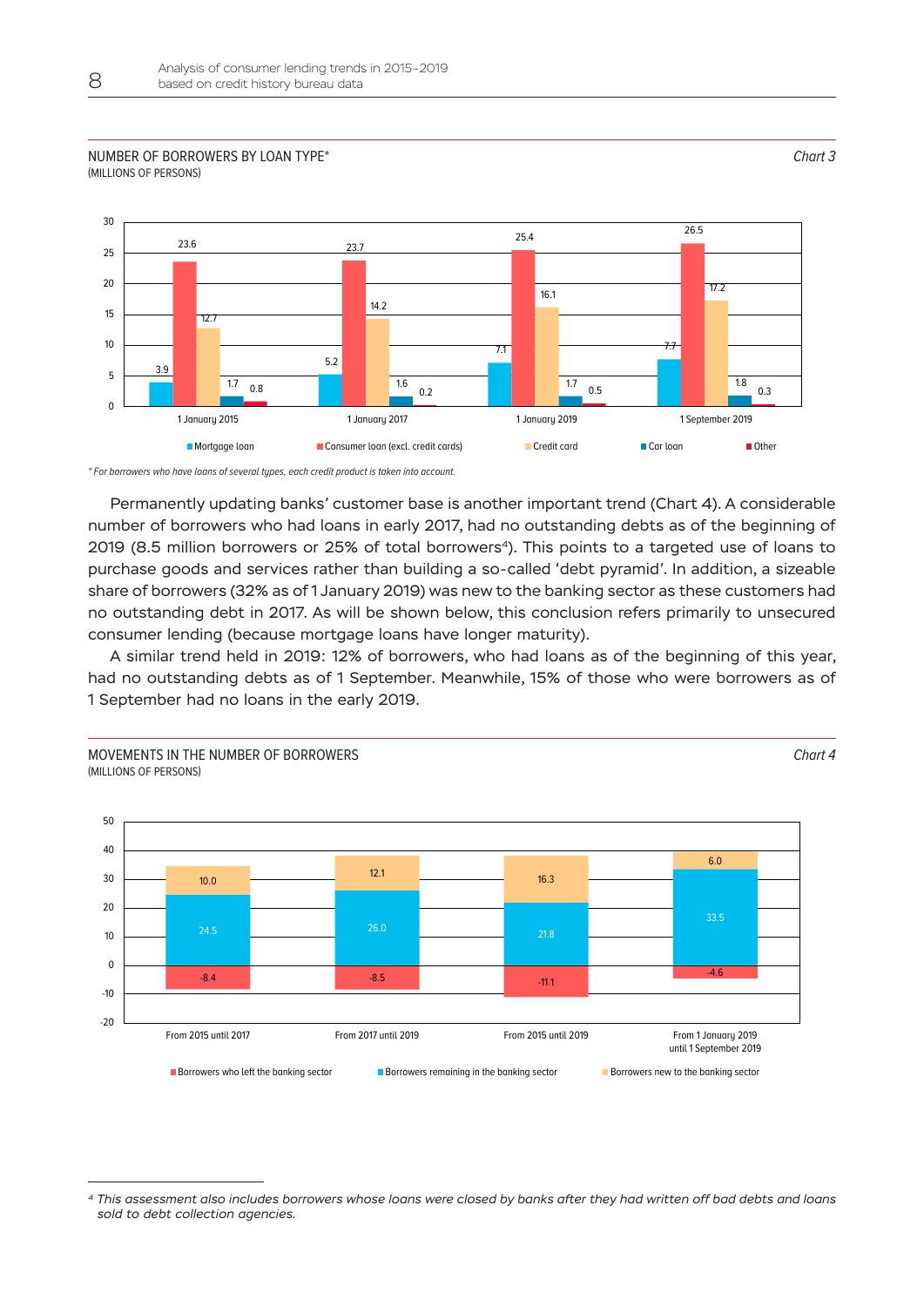NUMBER OF BORROWERS BY LOAN TYPE*
(MILLIONS OF PERSONS)

*Chart 3*

| | Mortgage loan | Consumer loan (excl. credit cards) | Credit card | Car loan | Other |
|---|---|---|---|---|---|
| 1 January 2015 | 3.9 | 23.6 | 12.7 | 1.7 | 0.8 |
| 1 January 2017 | 5.2 | 23.7 | 14.2 | 1.6 | 0.2 |
| 1 January 2019 | 7.1 | 25.4 | 16.1 | 1.7 | 0.5 |
| 1 September 2019 | 7.7 | 26.5 | 17.2 | 1.8 | 0.3 |

*\* For borrowers who have loans of several types, each credit product is taken into account.*

Permanently updating banks' customer base is another important trend (Chart 4). A considerable number of borrowers who had loans in early 2017, had no outstanding debts as of the beginning of 2019 (8.5 million borrowers or 25% of total borrowers[4]). This points to a targeted use of loans to purchase goods and services rather than building a so-called 'debt pyramid'. In addition, a sizeable share of borrowers (32% as of 1 January 2019) was new to the banking sector as these customers had no outstanding debt in 2017. As will be shown below, this conclusion refers primarily to unsecured consumer lending (because mortgage loans have longer maturity).

A similar trend held in 2019: 12% of borrowers, who had loans as of the beginning of this year, had no outstanding debts as of 1 September. Meanwhile, 15% of those who were borrowers as of 1 September had no loans in the early 2019.

MOVEMENTS IN THE NUMBER OF BORROWERS
(MILLIONS OF PERSONS)

*Chart 4*

| | Borrowers who left the banking sector | Borrowers remaining in the banking sector | Borrowers new to the banking sector |
|---|---|---|---|
| From 2015 until 2017 | -8.4 | 24.5 | 10.0 |
| From 2017 until 2019 | -8.5 | 26.0 | 12.1 |
| From 2015 until 2019 | -11.1 | 21.8 | 16.3 |
| From 1 January 2019 until 1 September 2019 | -4.6 | 33.5 | 6.0 |

*[4] This assessment also includes borrowers whose loans were closed by banks after they had written off bad debts and loans sold to debt collection agencies.*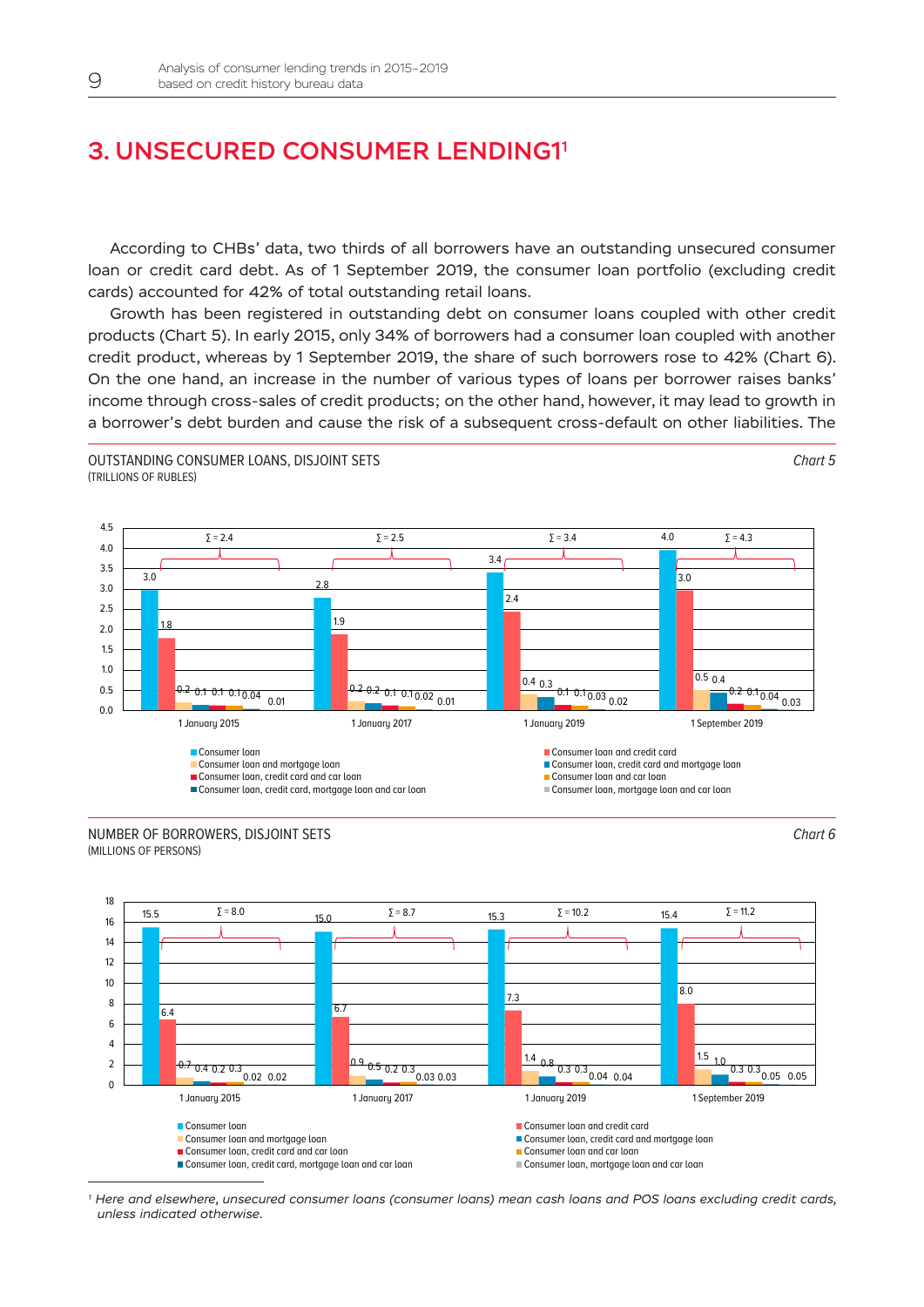# 3. UNSECURED CONSUMER LENDING1[1]

According to CHBs' data, two thirds of all borrowers have an outstanding unsecured consumer loan or credit card debt. As of 1 September 2019, the consumer loan portfolio (excluding credit cards) accounted for 42% of total outstanding retail loans.

Growth has been registered in outstanding debt on consumer loans coupled with other credit products (Chart 5). In early 2015, only 34% of borrowers had a consumer loan coupled with another credit product, whereas by 1 September 2019, the share of such borrowers rose to 42% (Chart 6). On the one hand, an increase in the number of various types of loans per borrower raises banks' income through cross-sales of credit products; on the other hand, however, it may lead to growth in a borrower's debt burden and cause the risk of a subsequent cross-default on other liabilities. The

OUTSTANDING CONSUMER LOANS, DISJOINT SETS
(TRILLIONS OF RUBLES)

*Chart 5*

| | 1 January 2015 | 1 January 2017 | 1 January 2019 | 1 September 2019 |
|---|---|---|---|---|
| Consumer loan | 3.0 | 2.8 | 3.4 | 4.0 |
| Consumer loan and credit card | 1.8 | 1.9 | 2.4 | 3.0 |
| Consumer loan and mortgage loan | 0.2 | 0.2 | 0.4 | 0.5 |
| Consumer loan, credit card and mortgage loan | 0.1 | 0.2 | 0.3 | 0.4 |
| Consumer loan, credit card and car loan | 0.1 | 0.1 | 0.1 | 0.2 |
| Consumer loan and car loan | 0.1 | 0.1 | 0.1 | 0.1 |
| Consumer loan, credit card, mortgage loan and car loan | 0.04 | 0.02 | 0.03 | 0.04 |
| Consumer loan, mortgage loan and car loan | 0.01 | 0.01 | 0.02 | 0.03 |
| Σ (excluding consumer loan only) | 2.4 | 2.5 | 3.4 | 4.3 |

NUMBER OF BORROWERS, DISJOINT SETS
(MILLIONS OF PERSONS)

*Chart 6*

| | 1 January 2015 | 1 January 2017 | 1 January 2019 | 1 September 2019 |
|---|---|---|---|---|
| Consumer loan | 15.5 | 15.0 | 15.3 | 15.4 |
| Consumer loan and credit card | 6.4 | 6.7 | 7.3 | 8.0 |
| Consumer loan and mortgage loan | 0.7 | 0.9 | 1.4 | 1.5 |
| Consumer loan, credit card and mortgage loan | 0.4 | 0.5 | 0.8 | 1.0 |
| Consumer loan, credit card and car loan | 0.2 | 0.2 | 0.3 | 0.3 |
| Consumer loan and car loan | 0.3 | 0.3 | 0.3 | 0.3 |
| Consumer loan, credit card, mortgage loan and car loan | 0.02 | 0.03 | 0.04 | 0.05 |
| Consumer loan, mortgage loan and car loan | 0.02 | 0.03 | 0.04 | 0.05 |
| Σ (excluding consumer loan only) | 8.0 | 8.7 | 10.2 | 11.2 |

[1] *Here and elsewhere, unsecured consumer loans (consumer loans) mean cash loans and POS loans excluding credit cards, unless indicated otherwise.*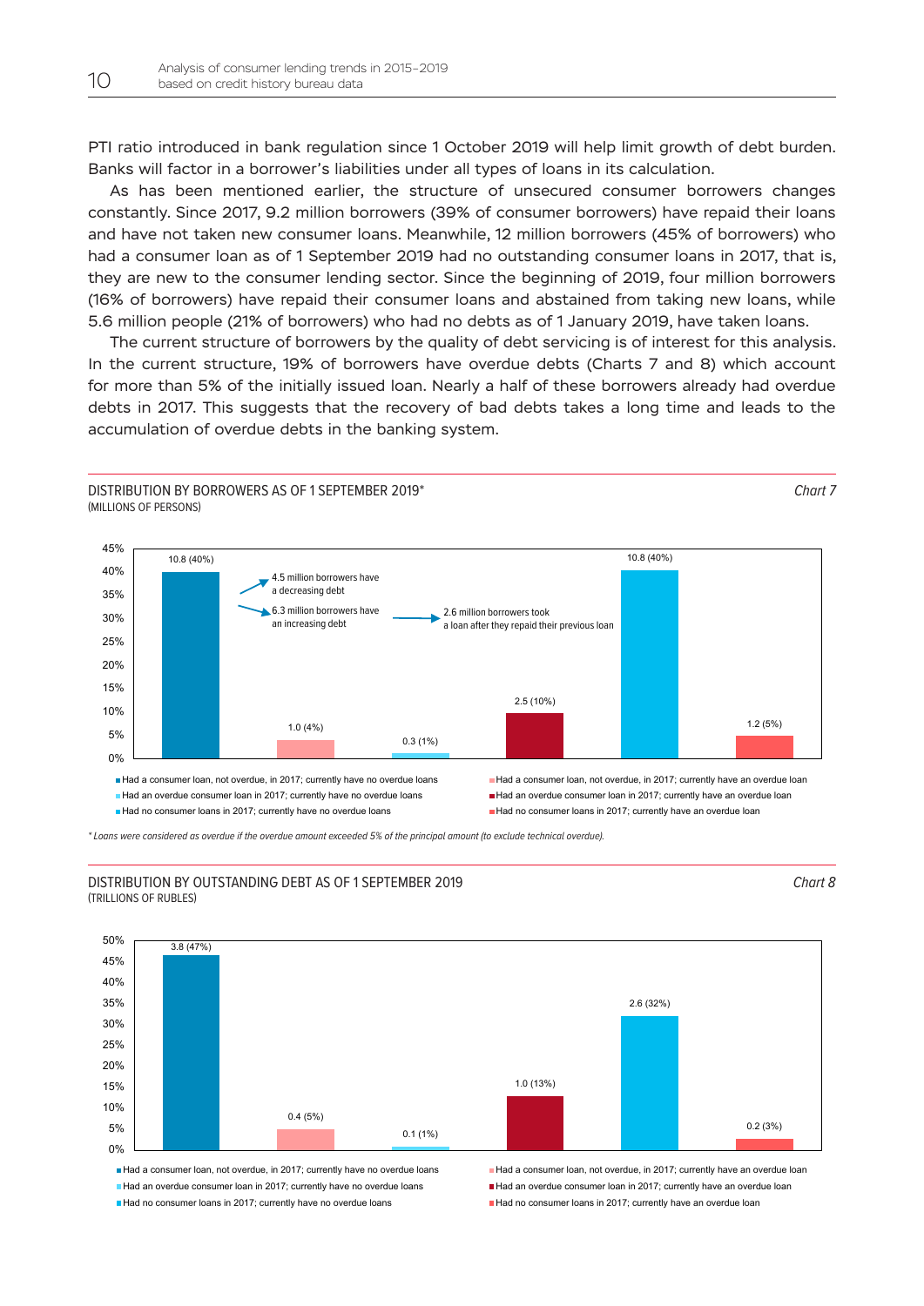PTI ratio introduced in bank regulation since 1 October 2019 will help limit growth of debt burden. Banks will factor in a borrower's liabilities under all types of loans in its calculation.

As has been mentioned earlier, the structure of unsecured consumer borrowers changes constantly. Since 2017, 9.2 million borrowers (39% of consumer borrowers) have repaid their loans and have not taken new consumer loans. Meanwhile, 12 million borrowers (45% of borrowers) who had a consumer loan as of 1 September 2019 had no outstanding consumer loans in 2017, that is, they are new to the consumer lending sector. Since the beginning of 2019, four million borrowers (16% of borrowers) have repaid their consumer loans and abstained from taking new loans, while 5.6 million people (21% of borrowers) who had no debts as of 1 January 2019, have taken loans.

The current structure of borrowers by the quality of debt servicing is of interest for this analysis. In the current structure, 19% of borrowers have overdue debts (Charts 7 and 8) which account for more than 5% of the initially issued loan. Nearly a half of these borrowers already had overdue debts in 2017. This suggests that the recovery of bad debts takes a long time and leads to the accumulation of overdue debts in the banking system.

DISTRIBUTION BY BORROWERS AS OF 1 SEPTEMBER 2019*
(MILLIONS OF PERSONS)

*Chart 7*

| Category | Value |
|---|---|
| Had a consumer loan, not overdue, in 2017; currently have no overdue loans | 10.8 (40%) |
| Had a consumer loan, not overdue, in 2017; currently have an overdue loan | 1.0 (4%) |
| Had an overdue consumer loan in 2017; currently have no overdue loans | 0.3 (1%) |
| Had an overdue consumer loan in 2017; currently have an overdue loan | 2.5 (10%) |
| Had no consumer loans in 2017; currently have no overdue loans | 10.8 (40%) |
| Had no consumer loans in 2017; currently have an overdue loan | 1.2 (5%) |

4.5 million borrowers have a decreasing debt

6.3 million borrowers have an increasing debt

2.6 million borrowers took a loan after they repaid their previous loan

*\* Loans were considered as overdue if the overdue amount exceeded 5% of the principal amount (to exclude technical overdue).*

DISTRIBUTION BY OUTSTANDING DEBT AS OF 1 SEPTEMBER 2019
(TRILLIONS OF RUBLES)

*Chart 8*

| Category | Value |
|---|---|
| Had a consumer loan, not overdue, in 2017; currently have no overdue loans | 3.8 (47%) |
| Had a consumer loan, not overdue, in 2017; currently have an overdue loan | 0.4 (5%) |
| Had an overdue consumer loan in 2017; currently have no overdue loans | 0.1 (1%) |
| Had an overdue consumer loan in 2017; currently have an overdue loan | 1.0 (13%) |
| Had no consumer loans in 2017; currently have no overdue loans | 2.6 (32%) |
| Had no consumer loans in 2017; currently have an overdue loan | 0.2 (3%) |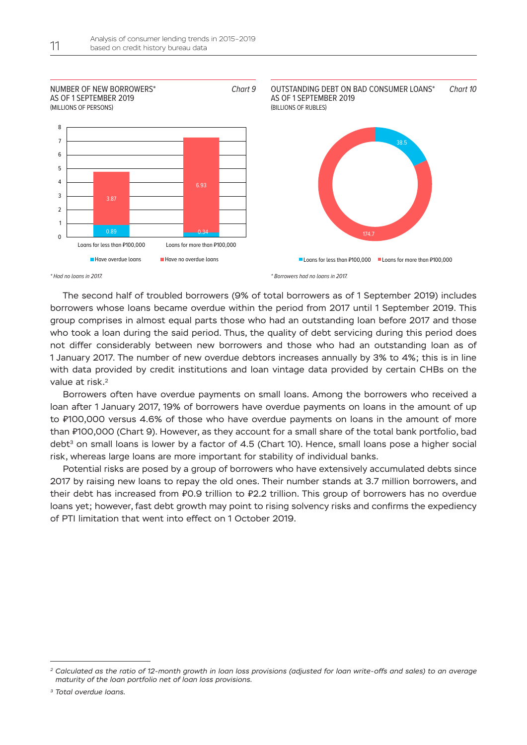**NUMBER OF NEW BORROWERS* AS OF 1 SEPTEMBER 2019** *Chart 9*
(MILLIONS OF PERSONS)

| | Have overdue loans | Have no overdue loans |
|---|---|---|
| Loans for less than ₽100,000 | 0.89 | 3.87 |
| Loans for more than ₽100,000 | 0.34 | 6.93 |

*\* Had no loans in 2017.*

**OUTSTANDING DEBT ON BAD CONSUMER LOANS* AS OF 1 SEPTEMBER 2019** *Chart 10*
(BILLIONS OF RUBLES)

| | |
|---|---|
| Loans for less than ₽100,000 | 38.5 |
| Loans for more than ₽100,000 | 174.7 |

*\* Borrowers had no loans in 2017.*

The second half of troubled borrowers (9% of total borrowers as of 1 September 2019) includes borrowers whose loans became overdue within the period from 2017 until 1 September 2019. This group comprises in almost equal parts those who had an outstanding loan before 2017 and those who took a loan during the said period. Thus, the quality of debt servicing during this period does not differ considerably between new borrowers and those who had an outstanding loan as of 1 January 2017. The number of new overdue debtors increases annually by 3% to 4%; this is in line with data provided by credit institutions and loan vintage data provided by certain CHBs on the value at risk.[2]

Borrowers often have overdue payments on small loans. Among the borrowers who received a loan after 1 January 2017, 19% of borrowers have overdue payments on loans in the amount of up to ₽100,000 versus 4.6% of those who have overdue payments on loans in the amount of more than ₽100,000 (Chart 9). However, as they account for a small share of the total bank portfolio, bad debt[3] on small loans is lower by a factor of 4.5 (Chart 10). Hence, small loans pose a higher social risk, whereas large loans are more important for stability of individual banks.

Potential risks are posed by a group of borrowers who have extensively accumulated debts since 2017 by raising new loans to repay the old ones. Their number stands at 3.7 million borrowers, and their debt has increased from ₽0.9 trillion to ₽2.2 trillion. This group of borrowers has no overdue loans yet; however, fast debt growth may point to rising solvency risks and confirms the expediency of PTI limitation that went into effect on 1 October 2019.

---

[2] *Calculated as the ratio of 12-month growth in loan loss provisions (adjusted for loan write-offs and sales) to an average maturity of the loan portfolio net of loan loss provisions.*

[3] *Total overdue loans.*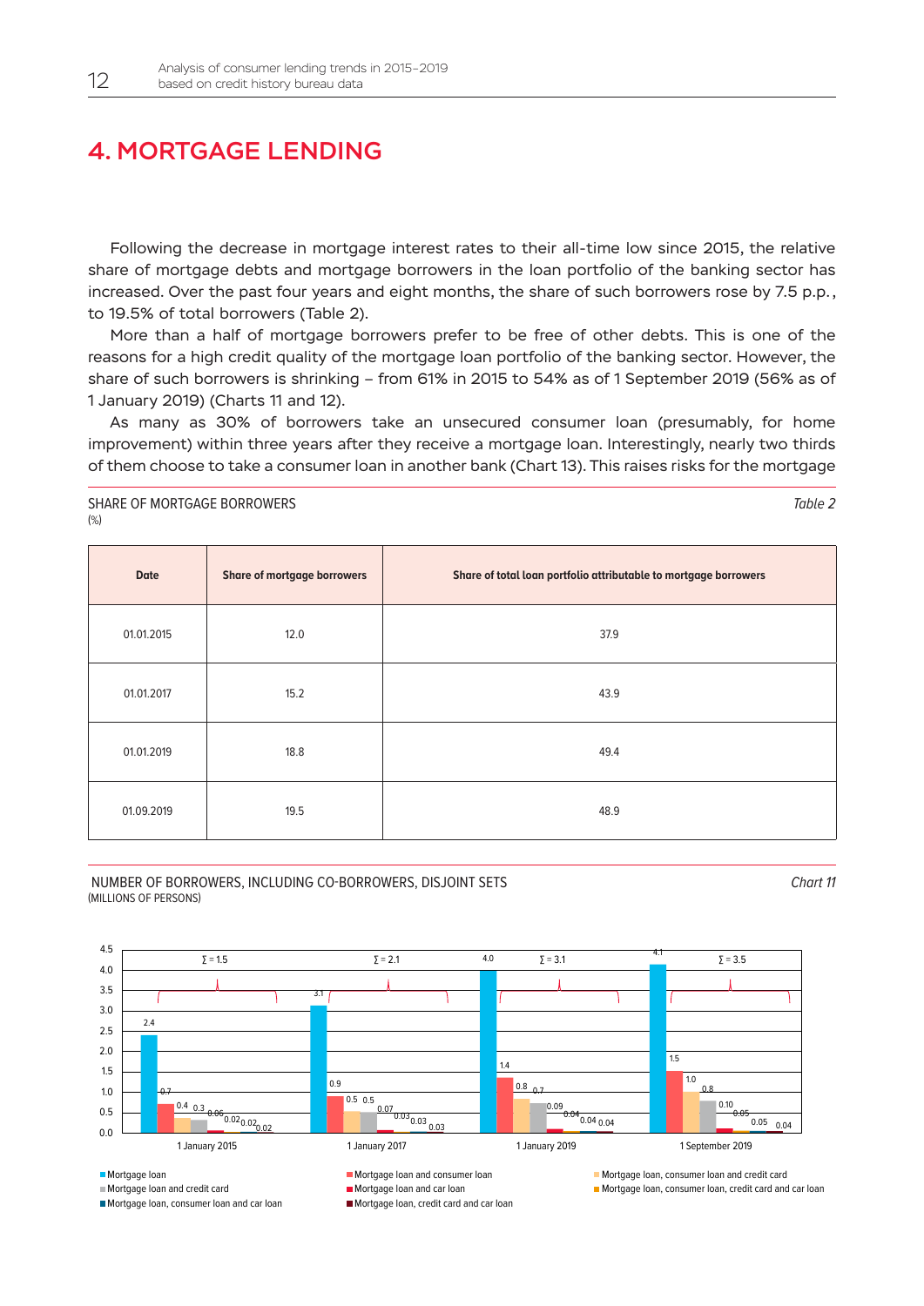# 4. MORTGAGE LENDING

Following the decrease in mortgage interest rates to their all-time low since 2015, the relative share of mortgage debts and mortgage borrowers in the loan portfolio of the banking sector has increased. Over the past four years and eight months, the share of such borrowers rose by 7.5 p.p., to 19.5% of total borrowers (Table 2).

More than a half of mortgage borrowers prefer to be free of other debts. This is one of the reasons for a high credit quality of the mortgage loan portfolio of the banking sector. However, the share of such borrowers is shrinking – from 61% in 2015 to 54% as of 1 September 2019 (56% as of 1 January 2019) (Charts 11 and 12).

As many as 30% of borrowers take an unsecured consumer loan (presumably, for home improvement) within three years after they receive a mortgage loan. Interestingly, nearly two thirds of them choose to take a consumer loan in another bank (Chart 13). This raises risks for the mortgage

SHARE OF MORTGAGE BORROWERS
(%)

*Table 2*

| Date | Share of mortgage borrowers | Share of total loan portfolio attributable to mortgage borrowers |
|---|---|---|
| 01.01.2015 | 12.0 | 37.9 |
| 01.01.2017 | 15.2 | 43.9 |
| 01.01.2019 | 18.8 | 49.4 |
| 01.09.2019 | 19.5 | 48.9 |

NUMBER OF BORROWERS, INCLUDING CO-BORROWERS, DISJOINT SETS
(MILLIONS OF PERSONS)

*Chart 11*

| Category | 1 January 2015 | 1 January 2017 | 1 January 2019 | 1 September 2019 |
|---|---|---|---|---|
| Mortgage loan | 2.4 | 3.1 | 4.0 | 4.1 |
| Mortgage loan and consumer loan | 0.7 | 0.9 | 1.4 | 1.5 |
| Mortgage loan, consumer loan and credit card | 0.4 | 0.5 | 0.8 | 1.0 |
| Mortgage loan and credit card | 0.3 | 0.5 | 0.7 | 0.8 |
| Mortgage loan and car loan | 0.06 | 0.07 | 0.09 | 0.10 |
| Mortgage loan, consumer loan, credit card and car loan | 0.02 | 0.03 | 0.04 | 0.05 |
| Mortgage loan, consumer loan and car loan | 0.02 | 0.03 | 0.04 | 0.05 |
| Mortgage loan, credit card and car loan | 0.02 | 0.03 | 0.04 | 0.04 |
| Σ (excluding mortgage loan only) | 1.5 | 2.1 | 3.1 | 3.5 |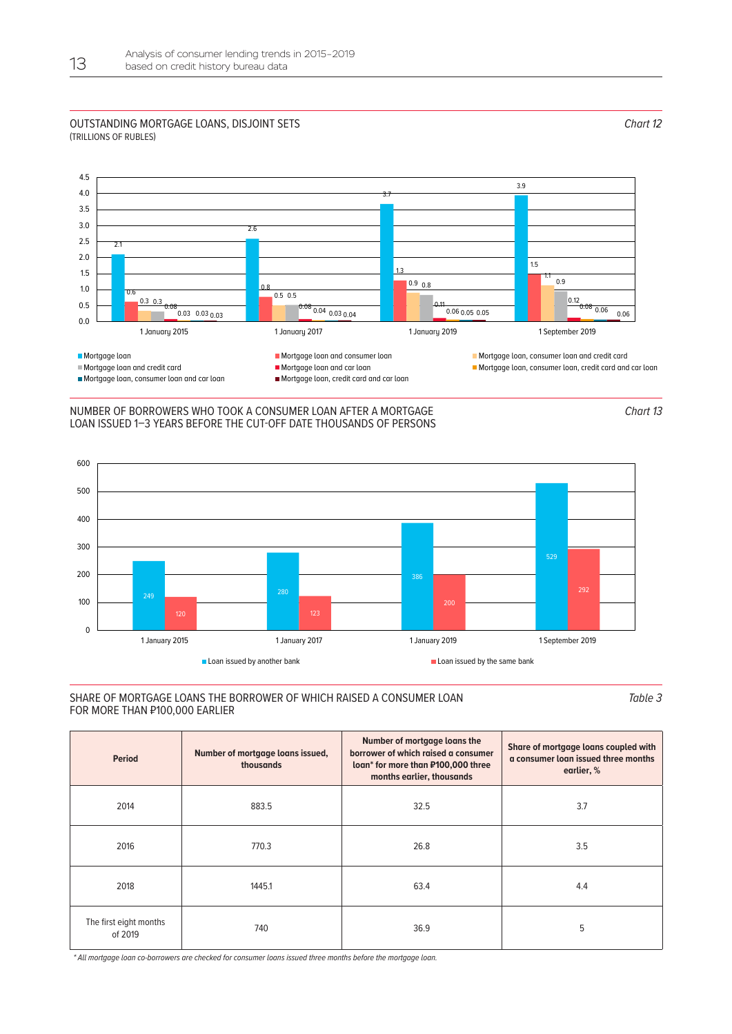## OUTSTANDING MORTGAGE LOANS, DISJOINT SETS

(TRILLIONS OF RUBLES)

*Chart 12*

| | 1 January 2015 | 1 January 2017 | 1 January 2019 | 1 September 2019 |
|---|---|---|---|---|
| Mortgage loan | 2.1 | 2.6 | 3.7 | 3.9 |
| Mortgage loan and consumer loan | 0.6 | 0.8 | 1.3 | 1.5 |
| Mortgage loan, consumer loan and credit card | 0.3 | 0.5 | 0.9 | 1.1 |
| Mortgage loan and credit card | 0.3 | 0.5 | 0.8 | 0.9 |
| Mortgage loan and car loan | 0.08 | 0.08 | 0.11 | 0.12 |
| Mortgage loan, consumer loan, credit card and car loan | 0.03 | 0.04 | 0.06 | 0.08 |
| Mortgage loan, consumer loan and car loan | 0.03 | 0.03 | 0.05 | 0.06 |
| Mortgage loan, credit card and car loan | 0.03 | 0.04 | 0.05 | 0.06 |

## NUMBER OF BORROWERS WHO TOOK A CONSUMER LOAN AFTER A MORTGAGE LOAN ISSUED 1–3 YEARS BEFORE THE CUT-OFF DATE THOUSANDS OF PERSONS

*Chart 13*

| | 1 January 2015 | 1 January 2017 | 1 January 2019 | 1 September 2019 |
|---|---|---|---|---|
| Loan issued by another bank | 249 | 280 | 386 | 529 |
| Loan issued by the same bank | 120 | 123 | 200 | 292 |

## SHARE OF MORTGAGE LOANS THE BORROWER OF WHICH RAISED A CONSUMER LOAN FOR MORE THAN ₽100,000 EARLIER

*Table 3*

| Period | Number of mortgage loans issued, thousands | Number of mortgage loans the borrower of which raised a consumer loan* for more than ₽100,000 three months earlier, thousands | Share of mortgage loans coupled with a consumer loan issued three months earlier, % |
|---|---|---|---|
| 2014 | 883.5 | 32.5 | 3.7 |
| 2016 | 770.3 | 26.8 | 3.5 |
| 2018 | 1445.1 | 63.4 | 4.4 |
| The first eight months of 2019 | 740 | 36.9 | 5 |

*\* All mortgage loan co-borrowers are checked for consumer loans issued three months before the mortgage loan.*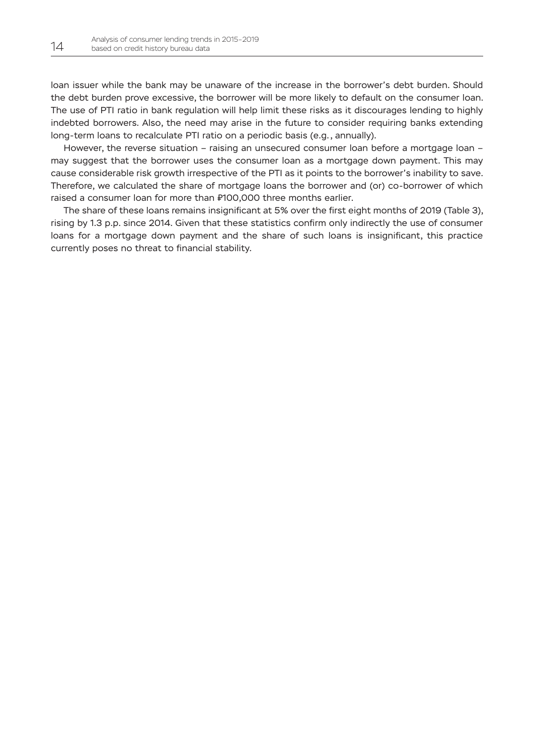loan issuer while the bank may be unaware of the increase in the borrower's debt burden. Should the debt burden prove excessive, the borrower will be more likely to default on the consumer loan. The use of PTI ratio in bank regulation will help limit these risks as it discourages lending to highly indebted borrowers. Also, the need may arise in the future to consider requiring banks extending long-term loans to recalculate PTI ratio on a periodic basis (e.g., annually).

However, the reverse situation – raising an unsecured consumer loan before a mortgage loan – may suggest that the borrower uses the consumer loan as a mortgage down payment. This may cause considerable risk growth irrespective of the PTI as it points to the borrower's inability to save. Therefore, we calculated the share of mortgage loans the borrower and (or) co-borrower of which raised a consumer loan for more than ₽100,000 three months earlier.

The share of these loans remains insignificant at 5% over the first eight months of 2019 (Table 3), rising by 1.3 p.p. since 2014. Given that these statistics confirm only indirectly the use of consumer loans for a mortgage down payment and the share of such loans is insignificant, this practice currently poses no threat to financial stability.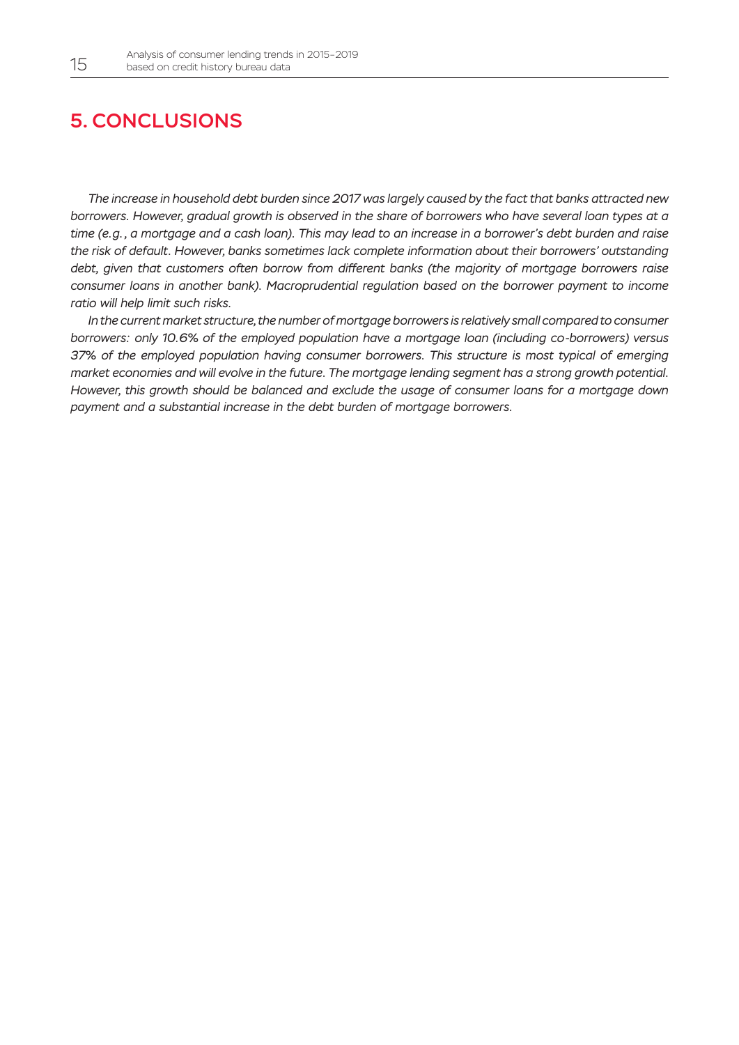## 5. CONCLUSIONS

*The increase in household debt burden since 2017 was largely caused by the fact that banks attracted new borrowers. However, gradual growth is observed in the share of borrowers who have several loan types at a time (e.g., a mortgage and a cash loan). This may lead to an increase in a borrower's debt burden and raise the risk of default. However, banks sometimes lack complete information about their borrowers' outstanding debt, given that customers often borrow from different banks (the majority of mortgage borrowers raise consumer loans in another bank). Macroprudential regulation based on the borrower payment to income ratio will help limit such risks.*

*In the current market structure, the number of mortgage borrowers is relatively small compared to consumer borrowers: only 10.6% of the employed population have a mortgage loan (including co-borrowers) versus 37% of the employed population having consumer borrowers. This structure is most typical of emerging market economies and will evolve in the future. The mortgage lending segment has a strong growth potential. However, this growth should be balanced and exclude the usage of consumer loans for a mortgage down payment and a substantial increase in the debt burden of mortgage borrowers.*